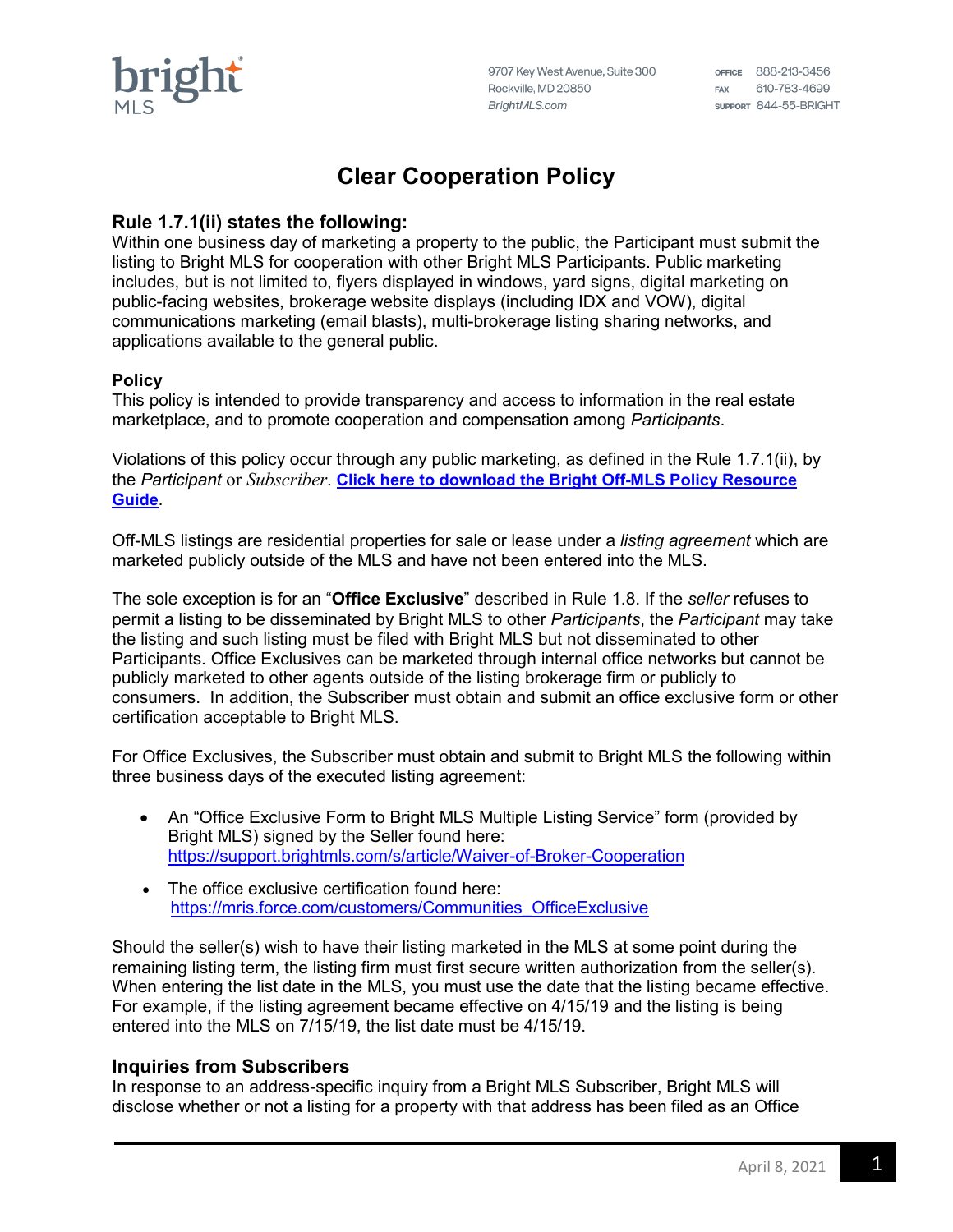# Clear Cooperation Policy

## Rule 1.7.1(ii) states the following:

Within one business day of marketing a property to the public, the Participant must submit the listing to Bright MLS for cooperation with other Bright MLS Participants. Public marketing includes, but is not limited to, flyers displayed in windows, yard signs, digital marketing on public-facing websites, brokerage website displays (including IDX and VOW), digital communications marketing (email blasts), multi-brokerage listing sharing networks, and applications available to the general public.

### Policy

This policy is intended to provide transparency and access to information in the real estate marketplace, and to promote cooperation and compensation among *Participants*.

Violations of this policy occur through any public marketing, as defined in the Rule 1.7.1(ii), by the *Participant* or *Subscriber*. **Click here to download the Bright Off-MLS Policy Resource Guide**.

Off-MLS listings are residential properties for sale or lease under a *listing agreement* which are marketed publicly outside of the MLS and have not been entered into the MLS.

The sole exception is for an "**Office Exclusive**" described in Rule 1.8. If the *seller* refuses to permit a listing to be disseminated by Bright MLS to other *Participants*, the *Participant* may take the listing and such listing must be filed with Bright MLS but not disseminated to other Participants. Office Exclusives can be marketed through internal office networks but cannot be publicly marketed to other agents outside of the listing brokerage firm or publicly to consumers. In addition, the Subscriber must obtain and submit an office exclusive form or other certification acceptable to Bright MLS.

For Office Exclusives, the Subscriber must obtain and submit to Bright MLS the following within three business days of the executed listing agreement:

- An "Office Exclusive Form to Bright MLS Multiple Listing Service" form (provided by Bright MLS) signed by the Seller found here: https://support.brightmls.com/s/article/Waiver-of-Broker-Cooperation
- The office exclusive certification found here: https://mris.force.com/customers/Communities_OfficeExclusive

Should the seller(s) wish to have their listing marketed in the MLS at some point during the remaining listing term, the listing firm must first secure written authorization from the seller(s). When entering the list date in the MLS, you must use the date that the listing became effective. For example, if the listing agreement became effective on 4/15/19 and the listing is being entered into the MLS on 7/15/19, the list date must be 4/15/19.

### Inquiries from Subscribers

In response to an address-specific inquiry from a Bright MLS Subscriber, Bright MLS will disclose whether or not a listing for a property with that address has been filed as an Office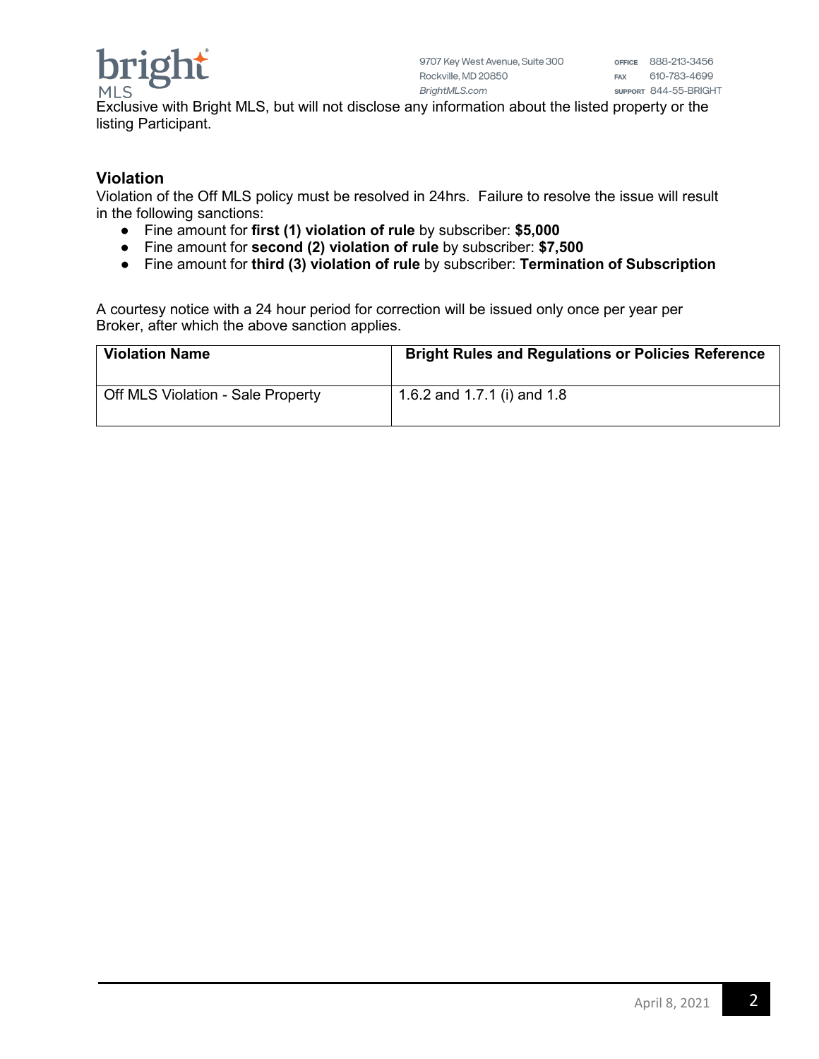Exclusive with Bright MLS, but will not disclose any information about the listed property or the listing Participant.

### Violation

Violation of the Off MLS policy must be resolved in 24hrs. Failure to resolve the issue will result in the following sanctions:

- Fine amount for **first (1) violation of rule** by subscriber: **$5,000**
- Fine amount for **second (2) violation of rule** by subscriber: **$7,500**
- Fine amount for **third (3) violation of rule** by subscriber: **Termination of Subscription**

A courtesy notice with a 24 hour period for correction will be issued only once per year per Broker, after which the above sanction applies.

| Violation Name | Bright Rules and Regulations or Policies Reference |
| --- | --- |
| Off MLS Violation - Sale Property | 1.6.2 and 1.7.1 (i) and 1.8 |